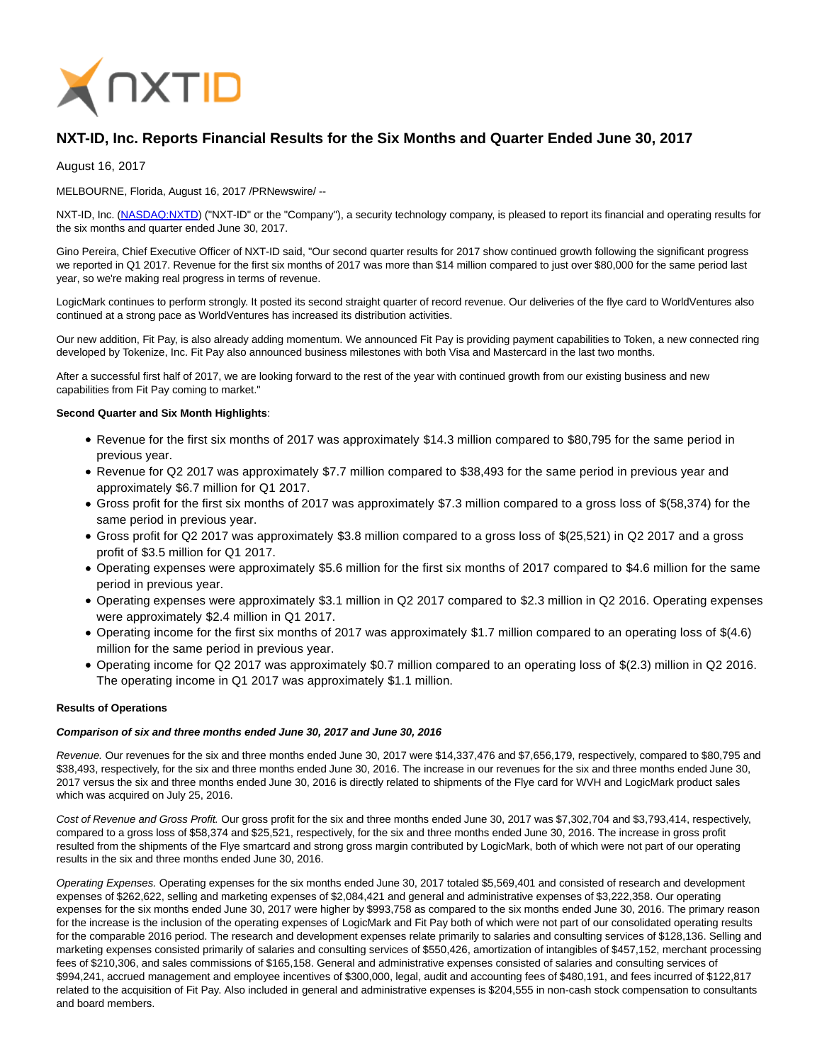# NXT-ID, Inc. Reports Financial Results for the Six Months and Quarter Ended June 30, 2017

August 16, 2017

MELBOURNE, Florida, August 16, 2017 /PRNewswire/ --

NXT-ID, Inc. (NASDAQ:NXTD) ("NXT-ID" or the "Company"), a security technology company, is pleased to report its financial and operating results for the six months and quarter ended June 30, 2017.

Gino Pereira, Chief Executive Officer of NXT-ID said, "Our second quarter results for 2017 show continued growth following the significant progress we reported in Q1 2017. Revenue for the first six months of 2017 was more than $14 million compared to just over $80,000 for the same period last year, so we're making real progress in terms of revenue.

LogicMark continues to perform strongly. It posted its second straight quarter of record revenue. Our deliveries of the flye card to WorldVentures also continued at a strong pace as WorldVentures has increased its distribution activities.

Our new addition, Fit Pay, is also already adding momentum. We announced Fit Pay is providing payment capabilities to Token, a new connected ring developed by Tokenize, Inc. Fit Pay also announced business milestones with both Visa and Mastercard in the last two months.

After a successful first half of 2017, we are looking forward to the rest of the year with continued growth from our existing business and new capabilities from Fit Pay coming to market."

**Second Quarter and Six Month Highlights**:

- Revenue for the first six months of 2017 was approximately $14.3 million compared to $80,795 for the same period in previous year.
- Revenue for Q2 2017 was approximately $7.7 million compared to $38,493 for the same period in previous year and approximately $6.7 million for Q1 2017.
- Gross profit for the first six months of 2017 was approximately $7.3 million compared to a gross loss of $(58,374) for the same period in previous year.
- Gross profit for Q2 2017 was approximately $3.8 million compared to a gross loss of $(25,521) in Q2 2017 and a gross profit of $3.5 million for Q1 2017.
- Operating expenses were approximately $5.6 million for the first six months of 2017 compared to $4.6 million for the same period in previous year.
- Operating expenses were approximately $3.1 million in Q2 2017 compared to $2.3 million in Q2 2016. Operating expenses were approximately $2.4 million in Q1 2017.
- Operating income for the first six months of 2017 was approximately $1.7 million compared to an operating loss of $(4.6) million for the same period in previous year.
- Operating income for Q2 2017 was approximately $0.7 million compared to an operating loss of $(2.3) million in Q2 2016. The operating income in Q1 2017 was approximately $1.1 million.

**Results of Operations**

***Comparison of six and three months ended June 30, 2017 and June 30, 2016***

*Revenue.* Our revenues for the six and three months ended June 30, 2017 were $14,337,476 and $7,656,179, respectively, compared to $80,795 and $38,493, respectively, for the six and three months ended June 30, 2016. The increase in our revenues for the six and three months ended June 30, 2017 versus the six and three months ended June 30, 2016 is directly related to shipments of the Flye card for WVH and LogicMark product sales which was acquired on July 25, 2016.

*Cost of Revenue and Gross Profit.* Our gross profit for the six and three months ended June 30, 2017 was $7,302,704 and $3,793,414, respectively, compared to a gross loss of $58,374 and $25,521, respectively, for the six and three months ended June 30, 2016. The increase in gross profit resulted from the shipments of the Flye smartcard and strong gross margin contributed by LogicMark, both of which were not part of our operating results in the six and three months ended June 30, 2016.

*Operating Expenses.* Operating expenses for the six months ended June 30, 2017 totaled $5,569,401 and consisted of research and development expenses of $262,622, selling and marketing expenses of $2,084,421 and general and administrative expenses of $3,222,358. Our operating expenses for the six months ended June 30, 2017 were higher by $993,758 as compared to the six months ended June 30, 2016. The primary reason for the increase is the inclusion of the operating expenses of LogicMark and Fit Pay both of which were not part of our consolidated operating results for the comparable 2016 period. The research and development expenses relate primarily to salaries and consulting services of $128,136. Selling and marketing expenses consisted primarily of salaries and consulting services of $550,426, amortization of intangibles of $457,152, merchant processing fees of $210,306, and sales commissions of $165,158. General and administrative expenses consisted of salaries and consulting services of $994,241, accrued management and employee incentives of $300,000, legal, audit and accounting fees of $480,191, and fees incurred of $122,817 related to the acquisition of Fit Pay. Also included in general and administrative expenses is $204,555 in non-cash stock compensation to consultants and board members.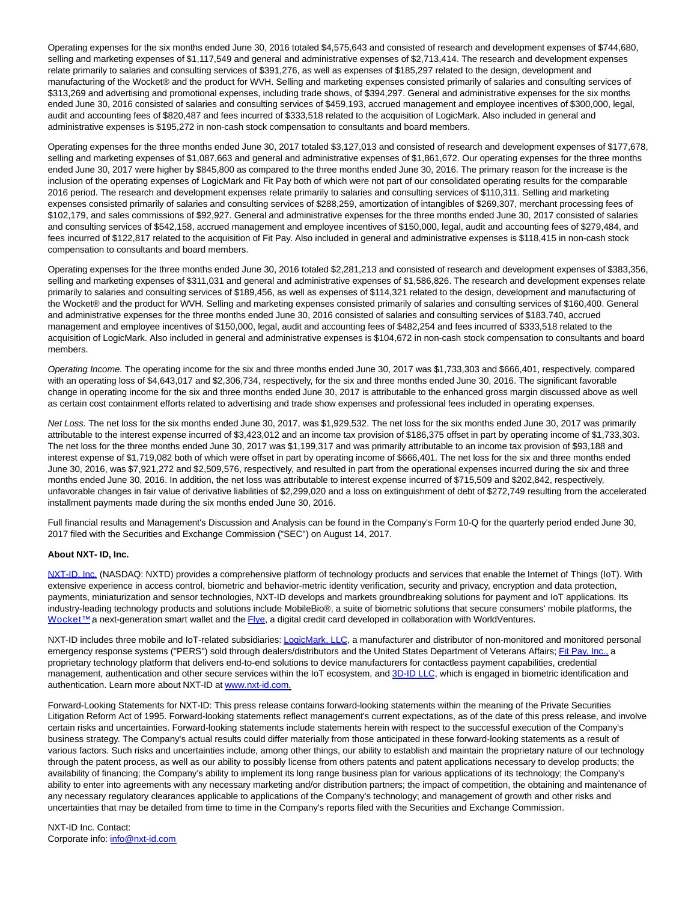Operating expenses for the six months ended June 30, 2016 totaled $4,575,643 and consisted of research and development expenses of $744,680, selling and marketing expenses of $1,117,549 and general and administrative expenses of $2,713,414. The research and development expenses relate primarily to salaries and consulting services of $391,276, as well as expenses of $185,297 related to the design, development and manufacturing of the Wocket® and the product for WVH. Selling and marketing expenses consisted primarily of salaries and consulting services of $313,269 and advertising and promotional expenses, including trade shows, of $394,297. General and administrative expenses for the six months ended June 30, 2016 consisted of salaries and consulting services of $459,193, accrued management and employee incentives of $300,000, legal, audit and accounting fees of $820,487 and fees incurred of $333,518 related to the acquisition of LogicMark. Also included in general and administrative expenses is $195,272 in non-cash stock compensation to consultants and board members.

Operating expenses for the three months ended June 30, 2017 totaled $3,127,013 and consisted of research and development expenses of $177,678, selling and marketing expenses of $1,087,663 and general and administrative expenses of $1,861,672. Our operating expenses for the three months ended June 30, 2017 were higher by $845,800 as compared to the three months ended June 30, 2016. The primary reason for the increase is the inclusion of the operating expenses of LogicMark and Fit Pay both of which were not part of our consolidated operating results for the comparable 2016 period. The research and development expenses relate primarily to salaries and consulting services of $110,311. Selling and marketing expenses consisted primarily of salaries and consulting services of $288,259, amortization of intangibles of $269,307, merchant processing fees of $102,179, and sales commissions of $92,927. General and administrative expenses for the three months ended June 30, 2017 consisted of salaries and consulting services of $542,158, accrued management and employee incentives of $150,000, legal, audit and accounting fees of $279,484, and fees incurred of $122,817 related to the acquisition of Fit Pay. Also included in general and administrative expenses is $118,415 in non-cash stock compensation to consultants and board members.

Operating expenses for the three months ended June 30, 2016 totaled $2,281,213 and consisted of research and development expenses of $383,356, selling and marketing expenses of $311,031 and general and administrative expenses of $1,586,826. The research and development expenses relate primarily to salaries and consulting services of $189,456, as well as expenses of $114,321 related to the design, development and manufacturing of the Wocket® and the product for WVH. Selling and marketing expenses consisted primarily of salaries and consulting services of $160,400. General and administrative expenses for the three months ended June 30, 2016 consisted of salaries and consulting services of $183,740, accrued management and employee incentives of $150,000, legal, audit and accounting fees of $482,254 and fees incurred of $333,518 related to the acquisition of LogicMark. Also included in general and administrative expenses is $104,672 in non-cash stock compensation to consultants and board members.

*Operating Income.* The operating income for the six and three months ended June 30, 2017 was $1,733,303 and $666,401, respectively, compared with an operating loss of $4,643,017 and $2,306,734, respectively, for the six and three months ended June 30, 2016. The significant favorable change in operating income for the six and three months ended June 30, 2017 is attributable to the enhanced gross margin discussed above as well as certain cost containment efforts related to advertising and trade show expenses and professional fees included in operating expenses.

*Net Loss.* The net loss for the six months ended June 30, 2017, was $1,929,532. The net loss for the six months ended June 30, 2017 was primarily attributable to the interest expense incurred of $3,423,012 and an income tax provision of $186,375 offset in part by operating income of $1,733,303. The net loss for the three months ended June 30, 2017 was $1,199,317 and was primarily attributable to an income tax provision of $93,188 and interest expense of $1,719,082 both of which were offset in part by operating income of $666,401. The net loss for the six and three months ended June 30, 2016, was $7,921,272 and $2,509,576, respectively, and resulted in part from the operational expenses incurred during the six and three months ended June 30, 2016. In addition, the net loss was attributable to interest expense incurred of $715,509 and $202,842, respectively, unfavorable changes in fair value of derivative liabilities of $2,299,020 and a loss on extinguishment of debt of $272,749 resulting from the accelerated installment payments made during the six months ended June 30, 2016.

Full financial results and Management's Discussion and Analysis can be found in the Company's Form 10-Q for the quarterly period ended June 30, 2017 filed with the Securities and Exchange Commission ("SEC") on August 14, 2017.

**About NXT- ID, Inc.**

NXT-ID, Inc. (NASDAQ: NXTD) provides a comprehensive platform of technology products and services that enable the Internet of Things (IoT). With extensive experience in access control, biometric and behavior-metric identity verification, security and privacy, encryption and data protection, payments, miniaturization and sensor technologies, NXT-ID develops and markets groundbreaking solutions for payment and IoT applications. Its industry-leading technology products and solutions include MobileBio®, a suite of biometric solutions that secure consumers' mobile platforms, the Wocket™ a next-generation smart wallet and the Flye, a digital credit card developed in collaboration with WorldVentures.

NXT-ID includes three mobile and IoT-related subsidiaries: LogicMark, LLC, a manufacturer and distributor of non-monitored and monitored personal emergency response systems ("PERS") sold through dealers/distributors and the United States Department of Veterans Affairs; Fit Pay, Inc., a proprietary technology platform that delivers end-to-end solutions to device manufacturers for contactless payment capabilities, credential management, authentication and other secure services within the IoT ecosystem, and 3D-ID LLC, which is engaged in biometric identification and authentication. Learn more about NXT-ID at www.nxt-id.com.

Forward-Looking Statements for NXT-ID: This press release contains forward-looking statements within the meaning of the Private Securities Litigation Reform Act of 1995. Forward-looking statements reflect management's current expectations, as of the date of this press release, and involve certain risks and uncertainties. Forward-looking statements include statements herein with respect to the successful execution of the Company's business strategy. The Company's actual results could differ materially from those anticipated in these forward-looking statements as a result of various factors. Such risks and uncertainties include, among other things, our ability to establish and maintain the proprietary nature of our technology through the patent process, as well as our ability to possibly license from others patents and patent applications necessary to develop products; the availability of financing; the Company's ability to implement its long range business plan for various applications of its technology; the Company's ability to enter into agreements with any necessary marketing and/or distribution partners; the impact of competition, the obtaining and maintenance of any necessary regulatory clearances applicable to applications of the Company's technology; and management of growth and other risks and uncertainties that may be detailed from time to time in the Company's reports filed with the Securities and Exchange Commission.

NXT-ID Inc. Contact:
Corporate info: info@nxt-id.com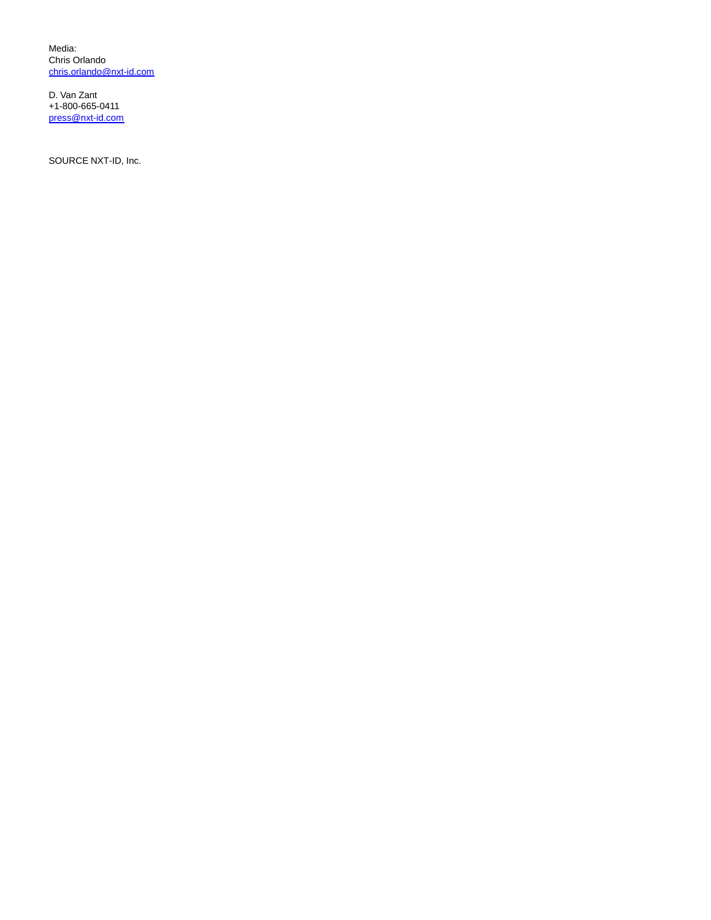Media:
Chris Orlando
chris.orlando@nxt-id.com

D. Van Zant
+1-800-665-0411
press@nxt-id.com

SOURCE NXT-ID, Inc.